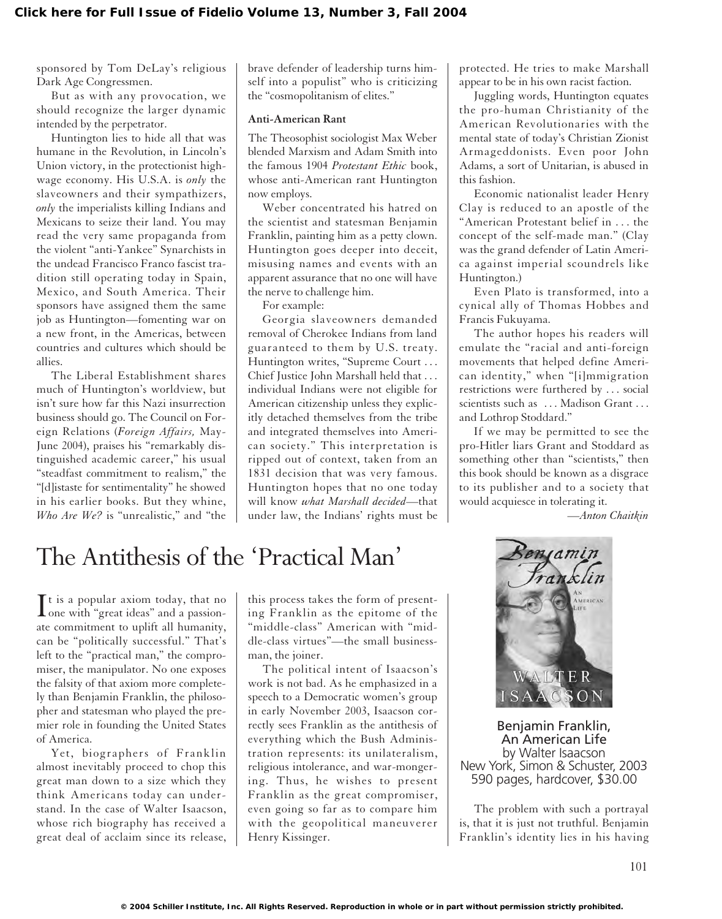sponsored by Tom DeLay's religious Dark Age Congressmen.

But as with any provocation, we should recognize the larger dynamic intended by the perpetrator.

Huntington lies to hide all that was humane in the Revolution, in Lincoln's Union victory, in the protectionist high-wage economy. His U.S.A. is *only* the slaveowners and their sympathizers, *only* the imperialists killing Indians and Mexicans to seize their land. You may read the very same propaganda from the violent "anti-Yankee" Synarchists in the undead Francisco Franco fascist tradition still operating today in Spain, Mexico, and South America. Their sponsors have assigned them the same job as Huntington—fomenting war on a new front, in the Americas, between countries and cultures which should be allies.

The Liberal Establishment shares much of Huntington's worldview, but isn't sure how far this Nazi insurrection business should go. The Council on Foreign Relations (*Foreign Affairs,* May-June 2004), praises his "remarkably distinguished academic career," his usual "steadfast commitment to realism," the "[d]istaste for sentimentality" he showed in his earlier books. But they whine, *Who Are We?* is "unrealistic," and "the brave defender of leadership turns himself into a populist" who is criticizing the "cosmopolitanism of elites."

**Anti-American Rant**

The Theosophist sociologist Max Weber blended Marxism and Adam Smith into the famous 1904 *Protestant Ethic* book, whose anti-American rant Huntington now employs.

Weber concentrated his hatred on the scientist and statesman Benjamin Franklin, painting him as a petty clown. Huntington goes deeper into deceit, misusing names and events with an apparent assurance that no one will have the nerve to challenge him.

For example:

Georgia slaveowners demanded removal of Cherokee Indians from land guaranteed to them by U.S. treaty. Huntington writes, "Supreme Court . . . Chief Justice John Marshall held that . . . individual Indians were not eligible for American citizenship unless they explicitly detached themselves from the tribe and integrated themselves into American society." This interpretation is ripped out of context, taken from an 1831 decision that was very famous. Huntington hopes that no one today will know *what Marshall decided*—that under law, the Indians' rights must be protected. He tries to make Marshall appear to be in his own racist faction.

Juggling words, Huntington equates the pro-human Christianity of the American Revolutionaries with the mental state of today's Christian Zionist Armageddonists. Even poor John Adams, a sort of Unitarian, is abused in this fashion.

Economic nationalist leader Henry Clay is reduced to an apostle of the "American Protestant belief in . . . the concept of the self-made man." (Clay was the grand defender of Latin America against imperial scoundrels like Huntington.)

Even Plato is transformed, into a cynical ally of Thomas Hobbes and Francis Fukuyama.

The author hopes his readers will emulate the "racial and anti-foreign movements that helped define American identity," when "[i]mmigration restrictions were furthered by . . . social scientists such as . . . Madison Grant . . . and Lothrop Stoddard."

If we may be permitted to see the pro-Hitler liars Grant and Stoddard as something other than "scientists," then this book should be known as a disgrace to its publisher and to a society that would acquiesce in tolerating it.

*—Anton Chaitkin*

# The Antithesis of the 'Practical Man'

Benjamin Franklin, An American Life
by Walter Isaacson
New York, Simon & Schuster, 2003
590 pages, hardcover, $30.00

It is a popular axiom today, that no one with "great ideas" and a passionate commitment to uplift all humanity, can be "politically successful." That's left to the "practical man," the compromiser, the manipulator. No one exposes the falsity of that axiom more completely than Benjamin Franklin, the philosopher and statesman who played the premier role in founding the United States of America.

Yet, biographers of Franklin almost inevitably proceed to chop this great man down to a size which they think Americans today can understand. In the case of Walter Isaacson, whose rich biography has received a great deal of acclaim since its release, this process takes the form of presenting Franklin as the epitome of the "middle-class" American with "middle-class virtues"—the small businessman, the joiner.

The political intent of Isaacson's work is not bad. As he emphasized in a speech to a Democratic women's group in early November 2003, Isaacson correctly sees Franklin as the antithesis of everything which the Bush Administration represents: its unilateralism, religious intolerance, and war-mongering. Thus, he wishes to present Franklin as the great compromiser, even going so far as to compare him with the geopolitical maneuverer Henry Kissinger.

The problem with such a portrayal is, that it is just not truthful. Benjamin Franklin's identity lies in his having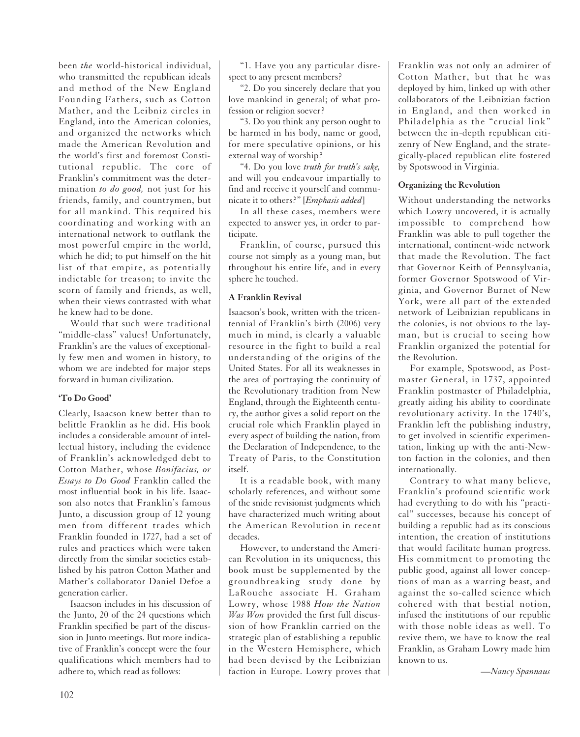been *the* world-historical individual, who transmitted the republican ideals and method of the New England Founding Fathers, such as Cotton Mather, and the Leibniz circles in England, into the American colonies, and organized the networks which made the American Revolution and the world's first and foremost Constitutional republic. The core of Franklin's commitment was the determination *to do good,* not just for his friends, family, and countrymen, but for all mankind. This required his coordinating and working with an international network to outflank the most powerful empire in the world, which he did; to put himself on the hit list of that empire, as potentially indictable for treason; to invite the scorn of family and friends, as well, when their views contrasted with what he knew had to be done.

Would that such were traditional "middle-class" values! Unfortunately, Franklin's are the values of exceptionally few men and women in history, to whom we are indebted for major steps forward in human civilization.

### 'To Do Good'

Clearly, Isaacson knew better than to belittle Franklin as he did. His book includes a considerable amount of intellectual history, including the evidence of Franklin's acknowledged debt to Cotton Mather, whose *Bonifacius, or Essays to Do Good* Franklin called the most influential book in his life. Isaacson also notes that Franklin's famous Junto, a discussion group of 12 young men from different trades which Franklin founded in 1727, had a set of rules and practices which were taken directly from the similar societies established by his patron Cotton Mather and Mather's collaborator Daniel Defoe a generation earlier.

Isaacson includes in his discussion of the Junto, 20 of the 24 questions which Franklin specified be part of the discussion in Junto meetings. But more indicative of Franklin's concept were the four qualifications which members had to adhere to, which read as follows:

"1. Have you any particular disrespect to any present members?

"2. Do you sincerely declare that you love mankind in general; of what profession or religion soever?

"3. Do you think any person ought to be harmed in his body, name or good, for mere speculative opinions, or his external way of worship?

"4. Do you love *truth for truth's sake,* and will you endeavour impartially to find and receive it yourself and communicate it to others?" [*Emphasis added*]

In all these cases, members were expected to answer yes, in order to participate.

Franklin, of course, pursued this course not simply as a young man, but throughout his entire life, and in every sphere he touched.

### A Franklin Revival

Isaacson's book, written with the tricentennial of Franklin's birth (2006) very much in mind, is clearly a valuable resource in the fight to build a real understanding of the origins of the United States. For all its weaknesses in the area of portraying the continuity of the Revolutionary tradition from New England, through the Eighteenth century, the author gives a solid report on the crucial role which Franklin played in every aspect of building the nation, from the Declaration of Independence, to the Treaty of Paris, to the Constitution itself.

It is a readable book, with many scholarly references, and without some of the snide revisionist judgments which have characterized much writing about the American Revolution in recent decades.

However, to understand the American Revolution in its uniqueness, this book must be supplemented by the groundbreaking study done by LaRouche associate H. Graham Lowry, whose 1988 *How the Nation Was Won* provided the first full discussion of how Franklin carried on the strategic plan of establishing a republic in the Western Hemisphere, which had been devised by the Leibnizian faction in Europe. Lowry proves that Franklin was not only an admirer of Cotton Mather, but that he was deployed by him, linked up with other collaborators of the Leibnizian faction in England, and then worked in Philadelphia as the "crucial link" between the in-depth republican citizenry of New England, and the strategically-placed republican elite fostered by Spotswood in Virginia.

### Organizing the Revolution

Without understanding the networks which Lowry uncovered, it is actually impossible to comprehend how Franklin was able to pull together the international, continent-wide network that made the Revolution. The fact that Governor Keith of Pennsylvania, former Governor Spotswood of Virginia, and Governor Burnet of New York, were all part of the extended network of Leibnizian republicans in the colonies, is not obvious to the layman, but is crucial to seeing how Franklin organized the potential for the Revolution.

For example, Spotswood, as Postmaster General, in 1737, appointed Franklin postmaster of Philadelphia, greatly aiding his ability to coordinate revolutionary activity. In the 1740's, Franklin left the publishing industry, to get involved in scientific experimentation, linking up with the anti-Newton faction in the colonies, and then internationally.

Contrary to what many believe, Franklin's profound scientific work had everything to do with his "practical" successes, because his concept of building a republic had as its conscious intention, the creation of institutions that would facilitate human progress. His commitment to promoting the public good, against all lower conceptions of man as a warring beast, and against the so-called science which cohered with that bestial notion, infused the institutions of our republic with those noble ideas as well. To revive them, we have to know the real Franklin, as Graham Lowry made him known to us.

—*Nancy Spannaus*